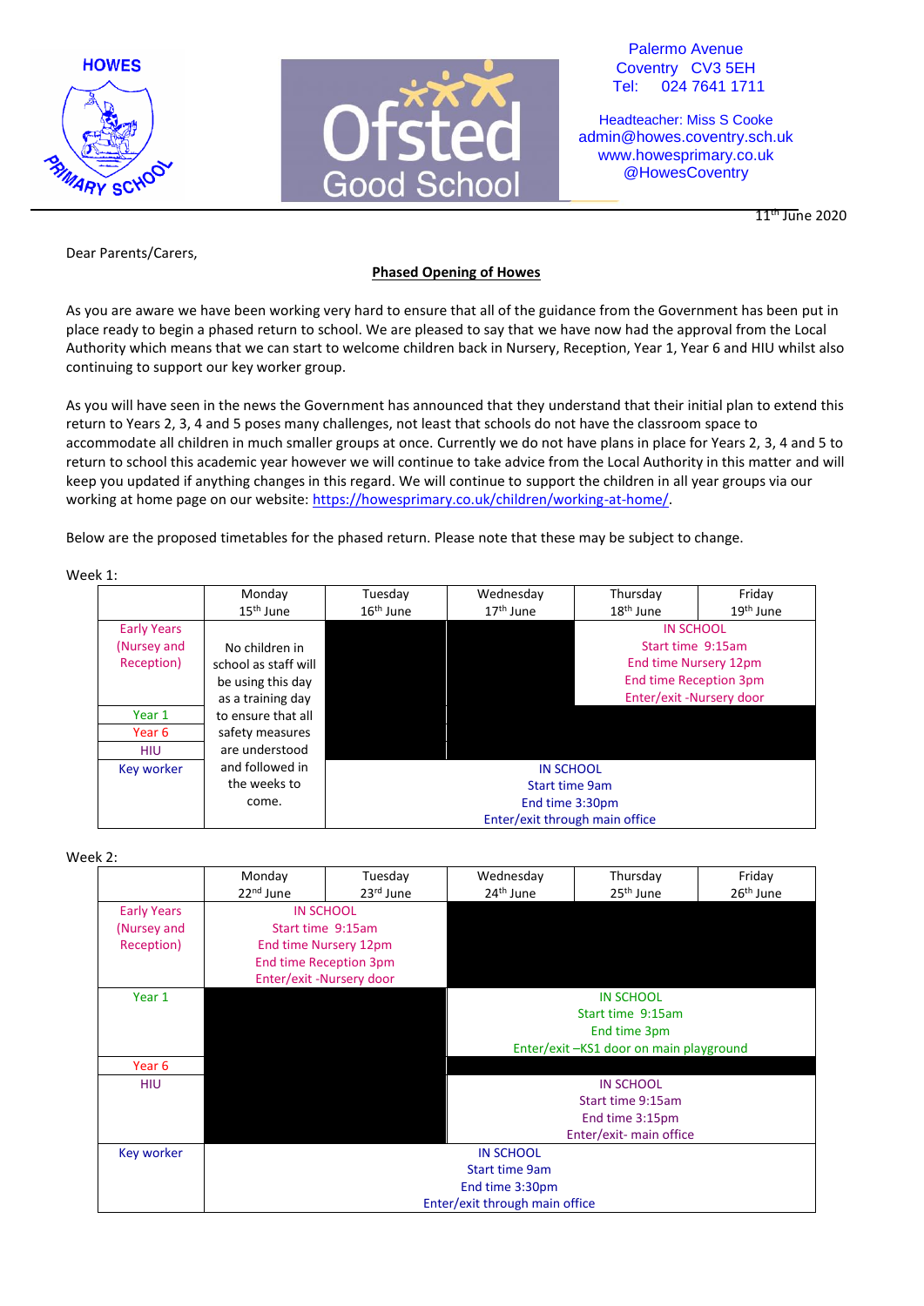HOWES PRIMARY SCHOOL

Ofsted Good School

Palermo Avenue
Coventry CV3 5EH
Tel: 024 7641 1711

Headteacher: Miss S Cooke
admin@howes.coventry.sch.uk
www.howesprimary.co.uk
@HowesCoventry

11th June 2020

Dear Parents/Carers,

**Phased Opening of Howes**

As you are aware we have been working very hard to ensure that all of the guidance from the Government has been put in place ready to begin a phased return to school. We are pleased to say that we have now had the approval from the Local Authority which means that we can start to welcome children back in Nursery, Reception, Year 1, Year 6 and HIU whilst also continuing to support our key worker group.

As you will have seen in the news the Government has announced that they understand that their initial plan to extend this return to Years 2, 3, 4 and 5 poses many challenges, not least that schools do not have the classroom space to accommodate all children in much smaller groups at once. Currently we do not have plans in place for Years 2, 3, 4 and 5 to return to school this academic year however we will continue to take advice from the Local Authority in this matter and will keep you updated if anything changes in this regard. We will continue to support the children in all year groups via our working at home page on our website: https://howesprimary.co.uk/children/working-at-home/.

Below are the proposed timetables for the phased return. Please note that these may be subject to change.

Week 1:

| | Monday 15th June | Tuesday 16th June | Wednesday 17th June | Thursday 18th June | Friday 19th June |
|---|---|---|---|---|---|
| Early Years (Nursery and Reception) | No children in school as staff will be using this day as a training day to ensure that all safety measures are understood and followed in the weeks to come. | | | IN SCHOOL Start time 9:15am End time Nursery 12pm End time Reception 3pm Enter/exit -Nursery door | IN SCHOOL Start time 9:15am End time Nursery 12pm End time Reception 3pm Enter/exit -Nursery door |
| Year 1 | | | | | |
| Year 6 | | | | | |
| HIU | | | | | |
| Key worker | | IN SCHOOL Start time 9am End time 3:30pm Enter/exit through main office | IN SCHOOL Start time 9am End time 3:30pm Enter/exit through main office | IN SCHOOL Start time 9am End time 3:30pm Enter/exit through main office | IN SCHOOL Start time 9am End time 3:30pm Enter/exit through main office |

Week 2:

| | Monday 22nd June | Tuesday 23rd June | Wednesday 24th June | Thursday 25th June | Friday 26th June |
|---|---|---|---|---|---|
| Early Years (Nursery and Reception) | IN SCHOOL Start time 9:15am End time Nursery 12pm End time Reception 3pm Enter/exit -Nursery door | IN SCHOOL Start time 9:15am End time Nursery 12pm End time Reception 3pm Enter/exit -Nursery door | | | |
| Year 1 | | | IN SCHOOL Start time 9:15am End time 3pm Enter/exit –KS1 door on main playground | IN SCHOOL Start time 9:15am End time 3pm Enter/exit –KS1 door on main playground | IN SCHOOL Start time 9:15am End time 3pm Enter/exit –KS1 door on main playground |
| Year 6 | | | | | |
| HIU | | | IN SCHOOL Start time 9:15am End time 3:15pm Enter/exit- main office | IN SCHOOL Start time 9:15am End time 3:15pm Enter/exit- main office | IN SCHOOL Start time 9:15am End time 3:15pm Enter/exit- main office |
| Key worker | IN SCHOOL Start time 9am End time 3:30pm Enter/exit through main office | IN SCHOOL Start time 9am End time 3:30pm Enter/exit through main office | IN SCHOOL Start time 9am End time 3:30pm Enter/exit through main office | IN SCHOOL Start time 9am End time 3:30pm Enter/exit through main office | IN SCHOOL Start time 9am End time 3:30pm Enter/exit through main office |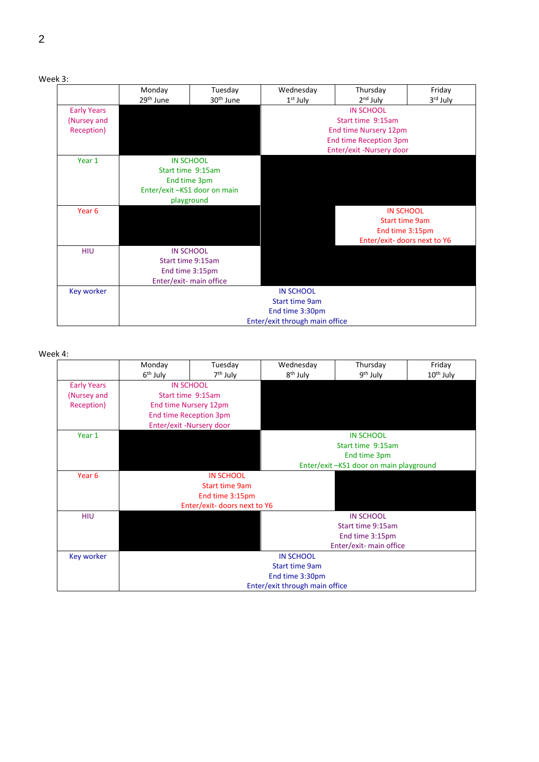Week 3:

| | Monday 29th June | Tuesday 30th June | Wednesday 1st July | Thursday 2nd July | Friday 3rd July |
|---|---|---|---|---|---|
| Early Years (Nursery and Reception) | | | IN SCHOOL Start time 9:15am End time Nursery 12pm End time Reception 3pm Enter/exit -Nursery door | IN SCHOOL Start time 9:15am End time Nursery 12pm End time Reception 3pm Enter/exit -Nursery door | IN SCHOOL Start time 9:15am End time Nursery 12pm End time Reception 3pm Enter/exit -Nursery door |
| Year 1 | IN SCHOOL Start time 9:15am End time 3pm Enter/exit –KS1 door on main playground | IN SCHOOL Start time 9:15am End time 3pm Enter/exit –KS1 door on main playground | | | |
| Year 6 | | | | IN SCHOOL Start time 9am End time 3:15pm Enter/exit- doors next to Y6 | IN SCHOOL Start time 9am End time 3:15pm Enter/exit- doors next to Y6 |
| HIU | IN SCHOOL Start time 9:15am End time 3:15pm Enter/exit- main office | IN SCHOOL Start time 9:15am End time 3:15pm Enter/exit- main office | | | |
| Key worker | IN SCHOOL Start time 9am End time 3:30pm Enter/exit through main office | IN SCHOOL Start time 9am End time 3:30pm Enter/exit through main office | IN SCHOOL Start time 9am End time 3:30pm Enter/exit through main office | IN SCHOOL Start time 9am End time 3:30pm Enter/exit through main office | IN SCHOOL Start time 9am End time 3:30pm Enter/exit through main office |

Week 4:

| | Monday 6th July | Tuesday 7th July | Wednesday 8th July | Thursday 9th July | Friday 10th July |
|---|---|---|---|---|---|
| Early Years (Nursey and Reception) | IN SCHOOL Start time 9:15am End time Nursery 12pm End time Reception 3pm Enter/exit -Nursery door | IN SCHOOL Start time 9:15am End time Nursery 12pm End time Reception 3pm Enter/exit -Nursery door | | | |
| Year 1 | | | IN SCHOOL Start time 9:15am End time 3pm Enter/exit –KS1 door on main playground | IN SCHOOL Start time 9:15am End time 3pm Enter/exit –KS1 door on main playground | IN SCHOOL Start time 9:15am End time 3pm Enter/exit –KS1 door on main playground |
| Year 6 | IN SCHOOL Start time 9am End time 3:15pm Enter/exit- doors next to Y6 | IN SCHOOL Start time 9am End time 3:15pm Enter/exit- doors next to Y6 | IN SCHOOL Start time 9am End time 3:15pm Enter/exit- doors next to Y6 | | |
| HIU | | | IN SCHOOL Start time 9:15am End time 3:15pm Enter/exit- main office | IN SCHOOL Start time 9:15am End time 3:15pm Enter/exit- main office | IN SCHOOL Start time 9:15am End time 3:15pm Enter/exit- main office |
| Key worker | IN SCHOOL Start time 9am End time 3:30pm Enter/exit through main office | IN SCHOOL Start time 9am End time 3:30pm Enter/exit through main office | IN SCHOOL Start time 9am End time 3:30pm Enter/exit through main office | IN SCHOOL Start time 9am End time 3:30pm Enter/exit through main office | IN SCHOOL Start time 9am End time 3:30pm Enter/exit through main office |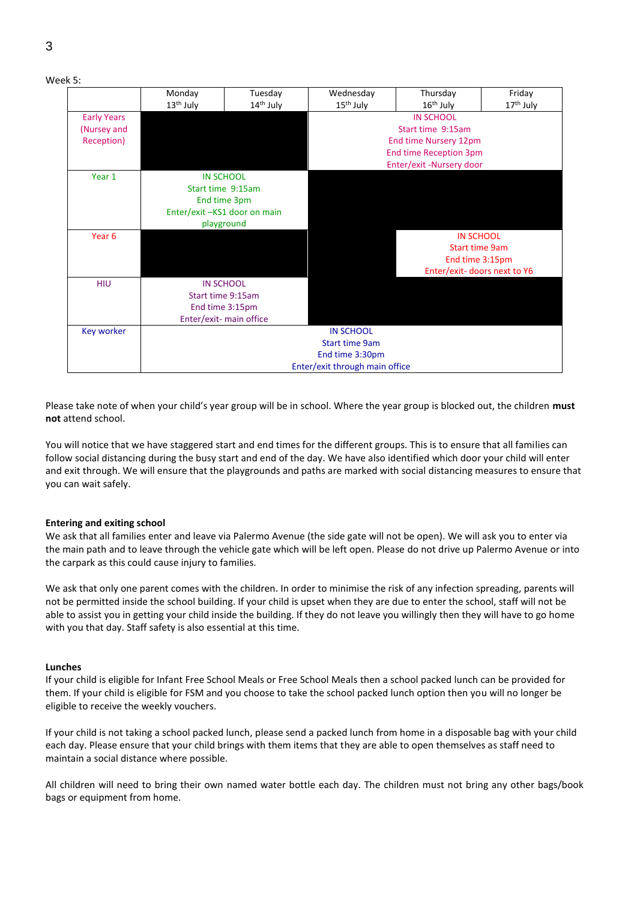Week 5:

| | Monday 13th July | Tuesday 14th July | Wednesday 15th July | Thursday 16th July | Friday 17th July |
|---|---|---|---|---|---|
| Early Years (Nursey and Reception) | | | IN SCHOOL Start time 9:15am End time Nursery 12pm End time Reception 3pm Enter/exit -Nursery door | | |
| Year 1 | IN SCHOOL Start time 9:15am End time 3pm Enter/exit –KS1 door on main playground | | | | |
| Year 6 | | | | IN SCHOOL Start time 9am End time 3:15pm Enter/exit- doors next to Y6 | |
| HIU | IN SCHOOL Start time 9:15am End time 3:15pm Enter/exit- main office | | | | |
| Key worker | IN SCHOOL Start time 9am End time 3:30pm Enter/exit through main office | | | | |

Please take note of when your child's year group will be in school. Where the year group is blocked out, the children **must not** attend school.

You will notice that we have staggered start and end times for the different groups. This is to ensure that all families can follow social distancing during the busy start and end of the day. We have also identified which door your child will enter and exit through. We will ensure that the playgrounds and paths are marked with social distancing measures to ensure that you can wait safely.

**Entering and exiting school**

We ask that all families enter and leave via Palermo Avenue (the side gate will not be open). We will ask you to enter via the main path and to leave through the vehicle gate which will be left open. Please do not drive up Palermo Avenue or into the carpark as this could cause injury to families.

We ask that only one parent comes with the children. In order to minimise the risk of any infection spreading, parents will not be permitted inside the school building. If your child is upset when they are due to enter the school, staff will not be able to assist you in getting your child inside the building. If they do not leave you willingly then they will have to go home with you that day. Staff safety is also essential at this time.

**Lunches**

If your child is eligible for Infant Free School Meals or Free School Meals then a school packed lunch can be provided for them. If your child is eligible for FSM and you choose to take the school packed lunch option then you will no longer be eligible to receive the weekly vouchers.

If your child is not taking a school packed lunch, please send a packed lunch from home in a disposable bag with your child each day. Please ensure that your child brings with them items that they are able to open themselves as staff need to maintain a social distance where possible.

All children will need to bring their own named water bottle each day. The children must not bring any other bags/book bags or equipment from home.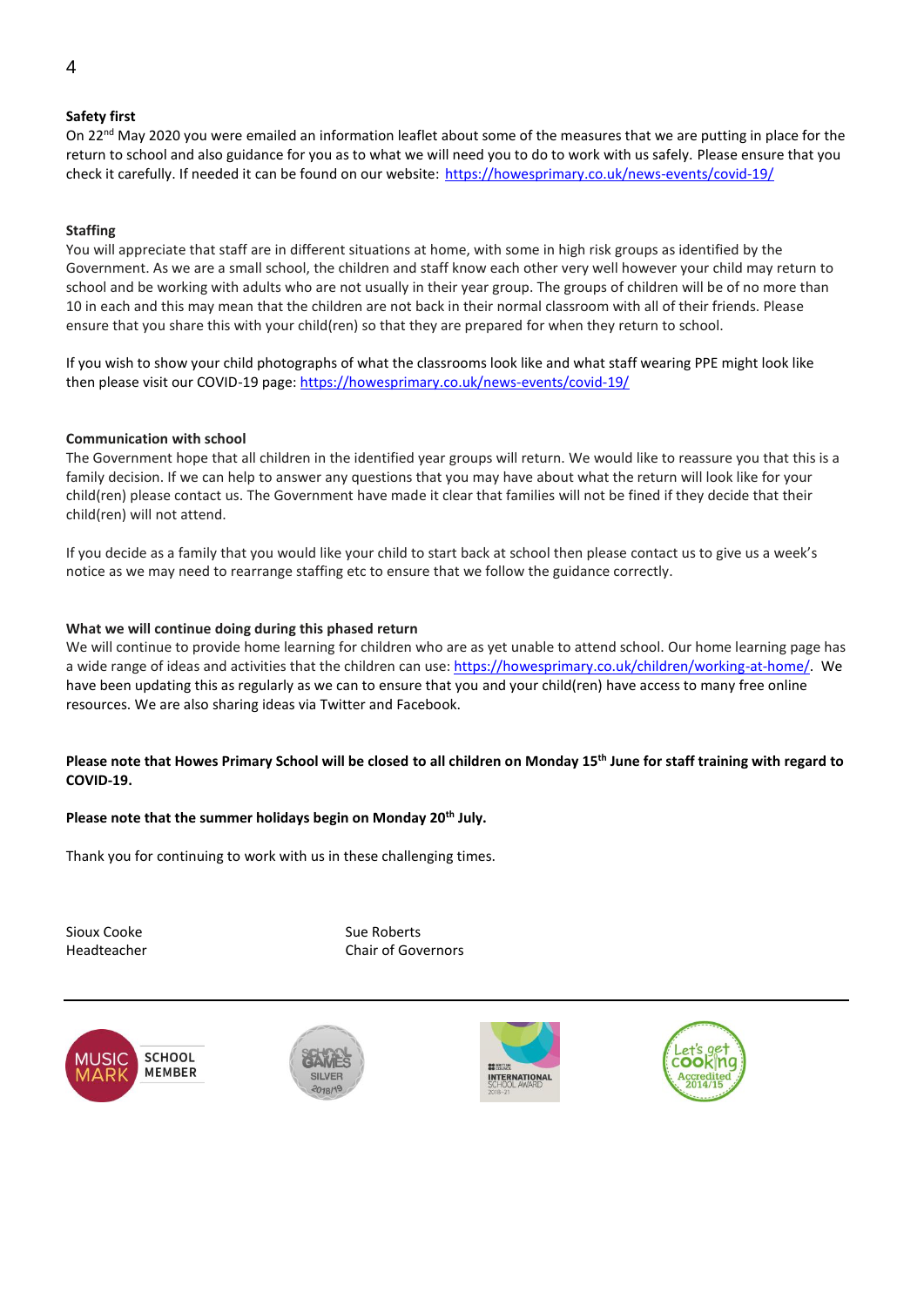**Safety first**

On 22nd May 2020 you were emailed an information leaflet about some of the measures that we are putting in place for the return to school and also guidance for you as to what we will need you to do to work with us safely. Please ensure that you check it carefully. If needed it can be found on our website: https://howesprimary.co.uk/news-events/covid-19/

**Staffing**

You will appreciate that staff are in different situations at home, with some in high risk groups as identified by the Government. As we are a small school, the children and staff know each other very well however your child may return to school and be working with adults who are not usually in their year group. The groups of children will be of no more than 10 in each and this may mean that the children are not back in their normal classroom with all of their friends. Please ensure that you share this with your child(ren) so that they are prepared for when they return to school.

If you wish to show your child photographs of what the classrooms look like and what staff wearing PPE might look like then please visit our COVID-19 page: https://howesprimary.co.uk/news-events/covid-19/

**Communication with school**

The Government hope that all children in the identified year groups will return. We would like to reassure you that this is a family decision. If we can help to answer any questions that you may have about what the return will look like for your child(ren) please contact us. The Government have made it clear that families will not be fined if they decide that their child(ren) will not attend.

If you decide as a family that you would like your child to start back at school then please contact us to give us a week's notice as we may need to rearrange staffing etc to ensure that we follow the guidance correctly.

**What we will continue doing during this phased return**

We will continue to provide home learning for children who are as yet unable to attend school. Our home learning page has a wide range of ideas and activities that the children can use: https://howesprimary.co.uk/children/working-at-home/. We have been updating this as regularly as we can to ensure that you and your child(ren) have access to many free online resources. We are also sharing ideas via Twitter and Facebook.

**Please note that Howes Primary School will be closed to all children on Monday 15th June for staff training with regard to COVID-19.**

**Please note that the summer holidays begin on Monday 20th July.**

Thank you for continuing to work with us in these challenging times.

Sioux Cooke
Headteacher

Sue Roberts
Chair of Governors